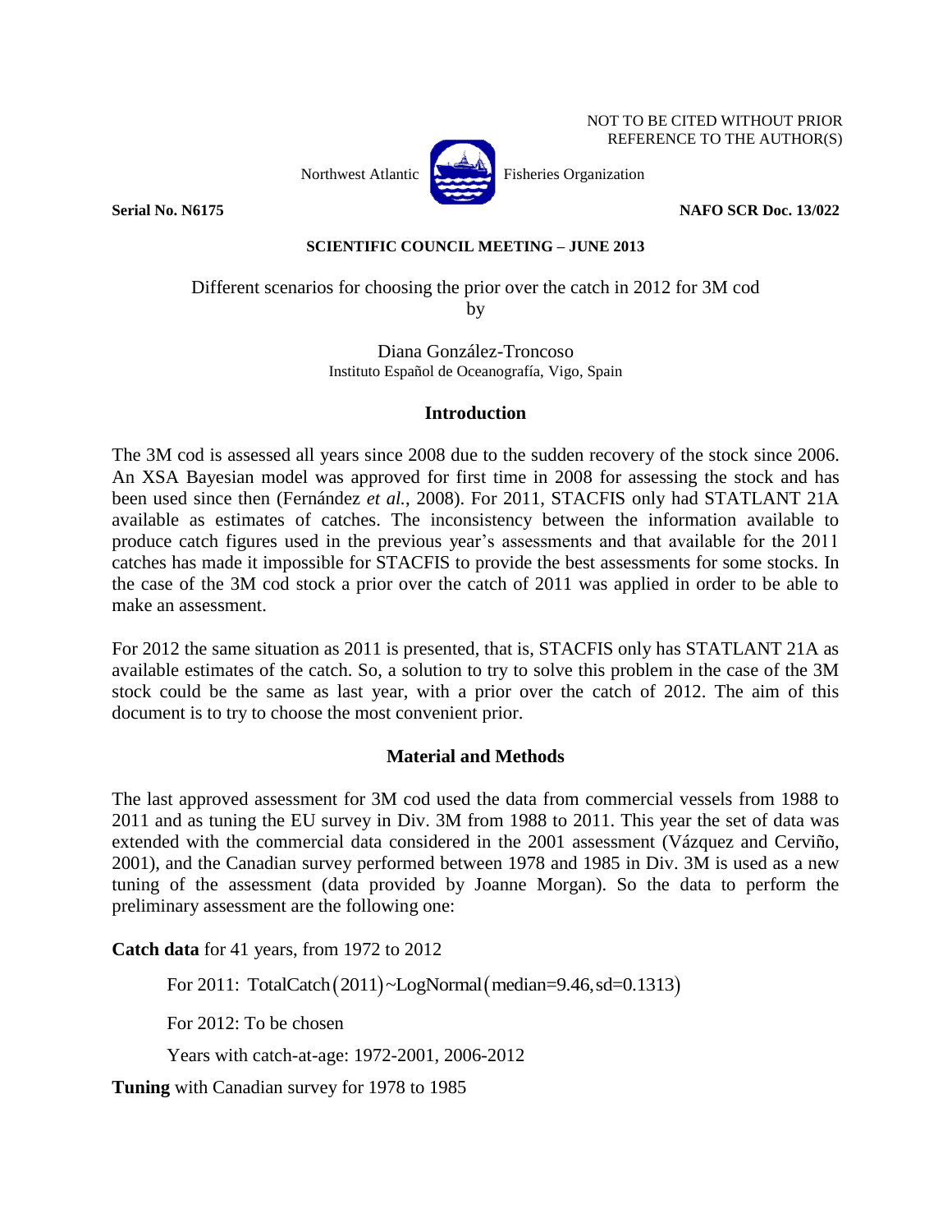NOT TO BE CITED WITHOUT PRIOR REFERENCE TO THE AUTHOR(S)

Northwest Atlantic Fisheries Organization

**Serial No. N6175** **NAFO SCR Doc. 13/022**

**SCIENTIFIC COUNCIL MEETING – JUNE 2013**

# Different scenarios for choosing the prior over the catch in 2012 for 3M cod

by

Diana González-Troncoso
Instituto Español de Oceanografía, Vigo, Spain

## Introduction

The 3M cod is assessed all years since 2008 due to the sudden recovery of the stock since 2006. An XSA Bayesian model was approved for first time in 2008 for assessing the stock and has been used since then (Fernández *et al.*, 2008). For 2011, STACFIS only had STATLANT 21A available as estimates of catches. The inconsistency between the information available to produce catch figures used in the previous year's assessments and that available for the 2011 catches has made it impossible for STACFIS to provide the best assessments for some stocks. In the case of the 3M cod stock a prior over the catch of 2011 was applied in order to be able to make an assessment.

For 2012 the same situation as 2011 is presented, that is, STACFIS only has STATLANT 21A as available estimates of the catch. So, a solution to try to solve this problem in the case of the 3M stock could be the same as last year, with a prior over the catch of 2012. The aim of this document is to try to choose the most convenient prior.

## Material and Methods

The last approved assessment for 3M cod used the data from commercial vessels from 1988 to 2011 and as tuning the EU survey in Div. 3M from 1988 to 2011. This year the set of data was extended with the commercial data considered in the 2001 assessment (Vázquez and Cerviño, 2001), and the Canadian survey performed between 1978 and 1985 in Div. 3M is used as a new tuning of the assessment (data provided by Joanne Morgan). So the data to perform the preliminary assessment are the following one:

**Catch data** for 41 years, from 1972 to 2012

For 2011: $\text{TotalCatch}(2011) \sim \text{LogNormal}(\text{median}=9.46, \text{sd}=0.1313)$

For 2012: To be chosen

Years with catch-at-age: 1972-2001, 2006-2012

**Tuning** with Canadian survey for 1978 to 1985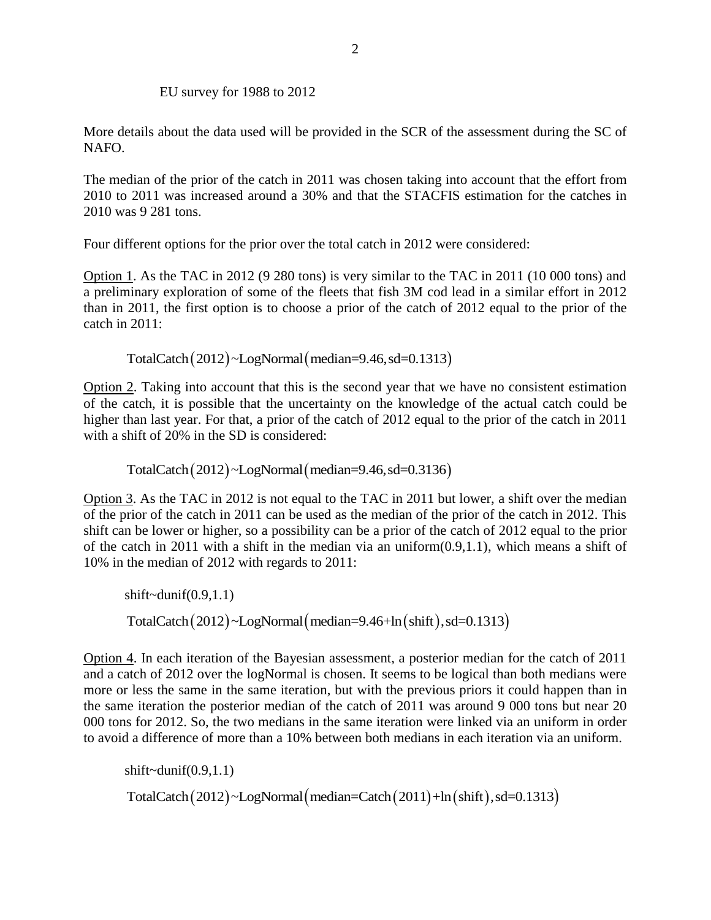EU survey for 1988 to 2012

More details about the data used will be provided in the SCR of the assessment during the SC of NAFO.

The median of the prior of the catch in 2011 was chosen taking into account that the effort from 2010 to 2011 was increased around a 30% and that the STACFIS estimation for the catches in 2010 was 9 281 tons.

Four different options for the prior over the total catch in 2012 were considered:

Option 1. As the TAC in 2012 (9 280 tons) is very similar to the TAC in 2011 (10 000 tons) and a preliminary exploration of some of the fleets that fish 3M cod lead in a similar effort in 2012 than in 2011, the first option is to choose a prior of the catch of 2012 equal to the prior of the catch in 2011:

$$\text{TotalCatch}(2012) \sim \text{LogNormal}(\text{median}=9.46, \text{sd}=0.1313)$$

Option 2. Taking into account that this is the second year that we have no consistent estimation of the catch, it is possible that the uncertainty on the knowledge of the actual catch could be higher than last year. For that, a prior of the catch of 2012 equal to the prior of the catch in 2011 with a shift of 20% in the SD is considered:

$$\text{TotalCatch}(2012) \sim \text{LogNormal}(\text{median}=9.46, \text{sd}=0.3136)$$

Option 3. As the TAC in 2012 is not equal to the TAC in 2011 but lower, a shift over the median of the prior of the catch in 2011 can be used as the median of the prior of the catch in 2012. This shift can be lower or higher, so a possibility can be a prior of the catch of 2012 equal to the prior of the catch in 2011 with a shift in the median via an uniform(0.9,1.1), which means a shift of 10% in the median of 2012 with regards to 2011:

$$\text{shift} \sim \text{dunif}(0.9,1.1)$$

$$\text{TotalCatch}(2012) \sim \text{LogNormal}(\text{median}=9.46+\ln(\text{shift}), \text{sd}=0.1313)$$

Option 4. In each iteration of the Bayesian assessment, a posterior median for the catch of 2011 and a catch of 2012 over the logNormal is chosen. It seems to be logical than both medians were more or less the same in the same iteration, but with the previous priors it could happen than in the same iteration the posterior median of the catch of 2011 was around 9 000 tons but near 20 000 tons for 2012. So, the two medians in the same iteration were linked via an uniform in order to avoid a difference of more than a 10% between both medians in each iteration via an uniform.

$$\text{shift} \sim \text{dunif}(0.9,1.1)$$

$$\text{TotalCatch}(2012) \sim \text{LogNormal}(\text{median}=\text{Catch}(2011)+\ln(\text{shift}), \text{sd}=0.1313)$$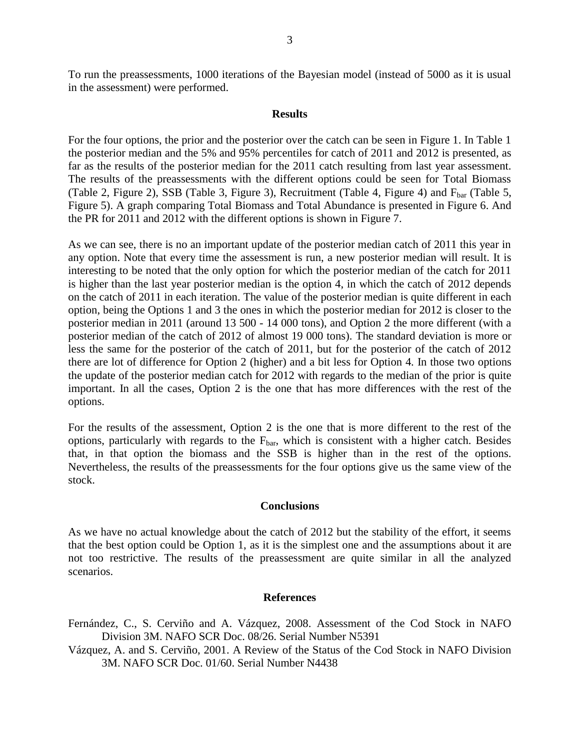To run the preassessments, 1000 iterations of the Bayesian model (instead of 5000 as it is usual in the assessment) were performed.

## Results

For the four options, the prior and the posterior over the catch can be seen in Figure 1. In Table 1 the posterior median and the 5% and 95% percentiles for catch of 2011 and 2012 is presented, as far as the results of the posterior median for the 2011 catch resulting from last year assessment. The results of the preassessments with the different options could be seen for Total Biomass (Table 2, Figure 2), SSB (Table 3, Figure 3), Recruitment (Table 4, Figure 4) and $F_{bar}$ (Table 5, Figure 5). A graph comparing Total Biomass and Total Abundance is presented in Figure 6. And the PR for 2011 and 2012 with the different options is shown in Figure 7.

As we can see, there is no an important update of the posterior median catch of 2011 this year in any option. Note that every time the assessment is run, a new posterior median will result. It is interesting to be noted that the only option for which the posterior median of the catch for 2011 is higher than the last year posterior median is the option 4, in which the catch of 2012 depends on the catch of 2011 in each iteration. The value of the posterior median is quite different in each option, being the Options 1 and 3 the ones in which the posterior median for 2012 is closer to the posterior median in 2011 (around 13 500 - 14 000 tons), and Option 2 the more different (with a posterior median of the catch of 2012 of almost 19 000 tons). The standard deviation is more or less the same for the posterior of the catch of 2011, but for the posterior of the catch of 2012 there are lot of difference for Option 2 (higher) and a bit less for Option 4. In those two options the update of the posterior median catch for 2012 with regards to the median of the prior is quite important. In all the cases, Option 2 is the one that has more differences with the rest of the options.

For the results of the assessment, Option 2 is the one that is more different to the rest of the options, particularly with regards to the $F_{bar}$, which is consistent with a higher catch. Besides that, in that option the biomass and the SSB is higher than in the rest of the options. Nevertheless, the results of the preassessments for the four options give us the same view of the stock.

## Conclusions

As we have no actual knowledge about the catch of 2012 but the stability of the effort, it seems that the best option could be Option 1, as it is the simplest one and the assumptions about it are not too restrictive. The results of the preassessment are quite similar in all the analyzed scenarios.

## References

Fernández, C., S. Cerviño and A. Vázquez, 2008. Assessment of the Cod Stock in NAFO Division 3M. NAFO SCR Doc. 08/26. Serial Number N5391

Vázquez, A. and S. Cerviño, 2001. A Review of the Status of the Cod Stock in NAFO Division 3M. NAFO SCR Doc. 01/60. Serial Number N4438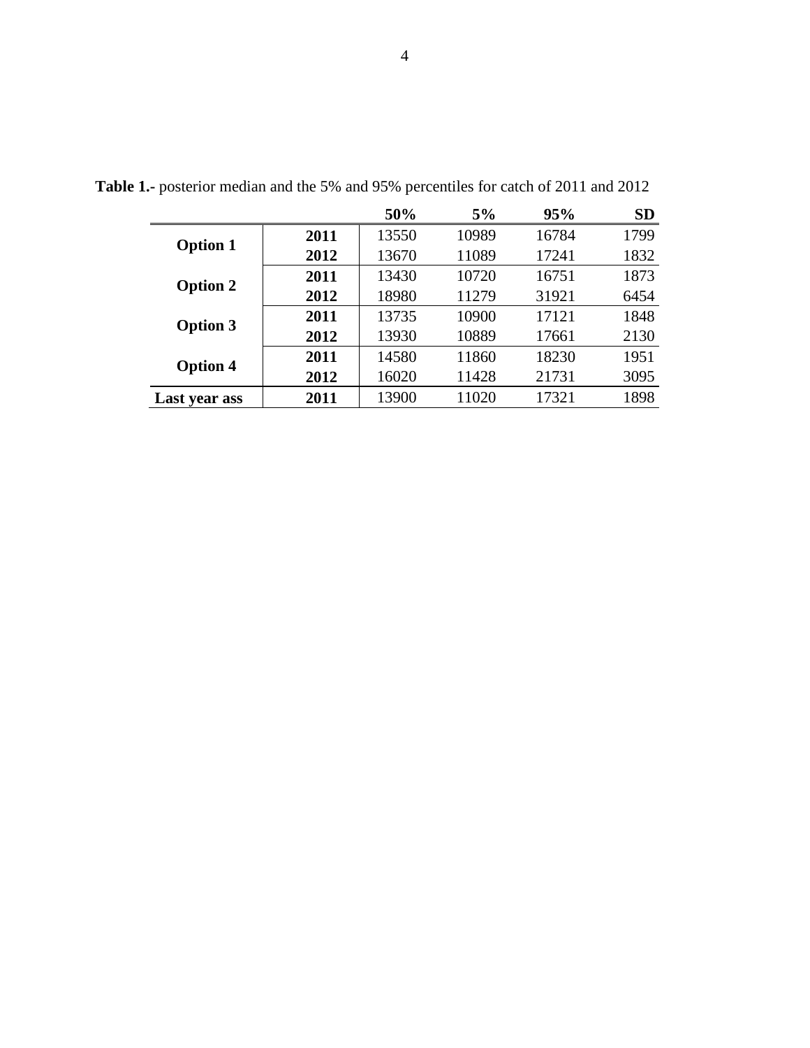**Table 1.-** posterior median and the 5% and 95% percentiles for catch of 2011 and 2012

| | | 50% | 5% | 95% | SD |
|---|---|---|---|---|---|
| **Option 1** | **2011** | 13550 | 10989 | 16784 | 1799 |
| | **2012** | 13670 | 11089 | 17241 | 1832 |
| **Option 2** | **2011** | 13430 | 10720 | 16751 | 1873 |
| | **2012** | 18980 | 11279 | 31921 | 6454 |
| **Option 3** | **2011** | 13735 | 10900 | 17121 | 1848 |
| | **2012** | 13930 | 10889 | 17661 | 2130 |
| **Option 4** | **2011** | 14580 | 11860 | 18230 | 1951 |
| | **2012** | 16020 | 11428 | 21731 | 3095 |
| **Last year ass** | **2011** | 13900 | 11020 | 17321 | 1898 |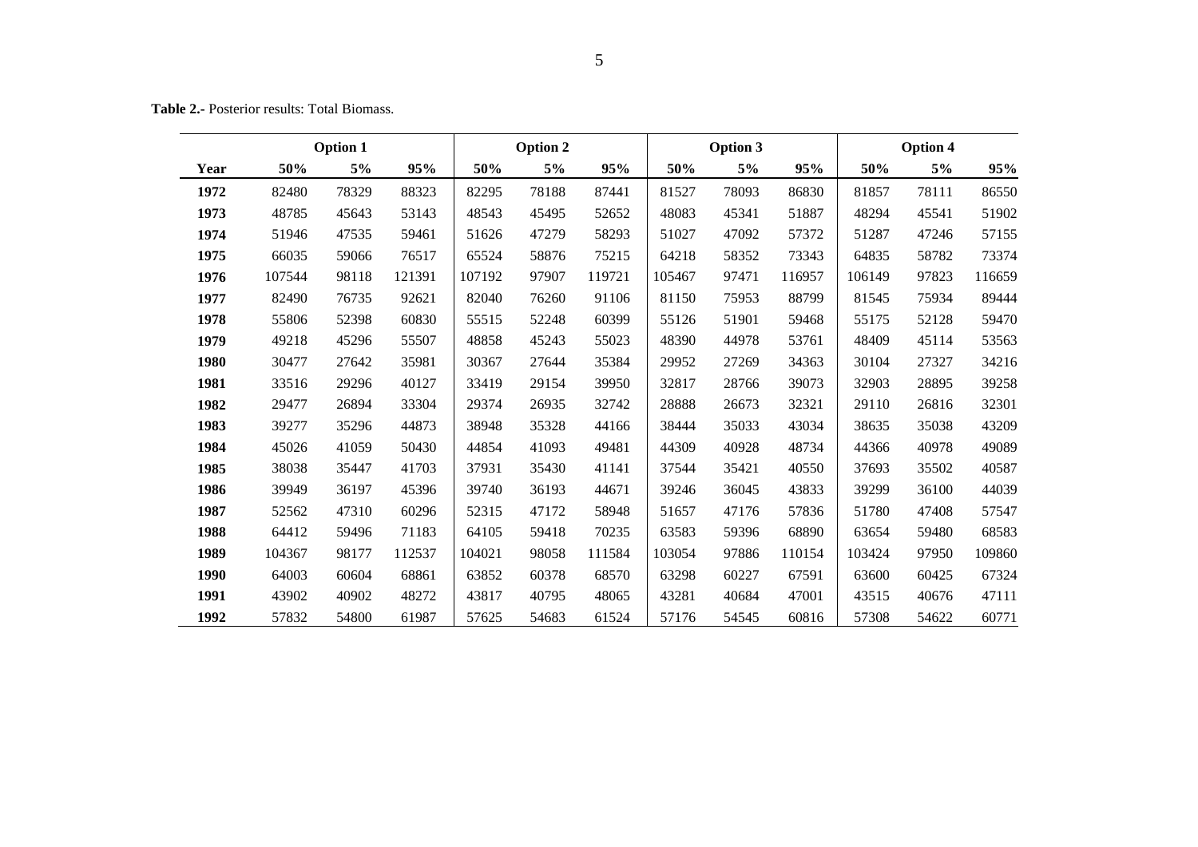**Table 2.-** Posterior results: Total Biomass.

| | Option 1 | | | Option 2 | | | Option 3 | | | Option 4 | | |
|---|---|---|---|---|---|---|---|---|---|---|---|---|
| **Year** | **50%** | **5%** | **95%** | **50%** | **5%** | **95%** | **50%** | **5%** | **95%** | **50%** | **5%** | **95%** |
| **1972** | 82480 | 78329 | 88323 | 82295 | 78188 | 87441 | 81527 | 78093 | 86830 | 81857 | 78111 | 86550 |
| **1973** | 48785 | 45643 | 53143 | 48543 | 45495 | 52652 | 48083 | 45341 | 51887 | 48294 | 45541 | 51902 |
| **1974** | 51946 | 47535 | 59461 | 51626 | 47279 | 58293 | 51027 | 47092 | 57372 | 51287 | 47246 | 57155 |
| **1975** | 66035 | 59066 | 76517 | 65524 | 58876 | 75215 | 64218 | 58352 | 73343 | 64835 | 58782 | 73374 |
| **1976** | 107544 | 98118 | 121391 | 107192 | 97907 | 119721 | 105467 | 97471 | 116957 | 106149 | 97823 | 116659 |
| **1977** | 82490 | 76735 | 92621 | 82040 | 76260 | 91106 | 81150 | 75953 | 88799 | 81545 | 75934 | 89444 |
| **1978** | 55806 | 52398 | 60830 | 55515 | 52248 | 60399 | 55126 | 51901 | 59468 | 55175 | 52128 | 59470 |
| **1979** | 49218 | 45296 | 55507 | 48858 | 45243 | 55023 | 48390 | 44978 | 53761 | 48409 | 45114 | 53563 |
| **1980** | 30477 | 27642 | 35981 | 30367 | 27644 | 35384 | 29952 | 27269 | 34363 | 30104 | 27327 | 34216 |
| **1981** | 33516 | 29296 | 40127 | 33419 | 29154 | 39950 | 32817 | 28766 | 39073 | 32903 | 28895 | 39258 |
| **1982** | 29477 | 26894 | 33304 | 29374 | 26935 | 32742 | 28888 | 26673 | 32321 | 29110 | 26816 | 32301 |
| **1983** | 39277 | 35296 | 44873 | 38948 | 35328 | 44166 | 38444 | 35033 | 43034 | 38635 | 35038 | 43209 |
| **1984** | 45026 | 41059 | 50430 | 44854 | 41093 | 49481 | 44309 | 40928 | 48734 | 44366 | 40978 | 49089 |
| **1985** | 38038 | 35447 | 41703 | 37931 | 35430 | 41141 | 37544 | 35421 | 40550 | 37693 | 35502 | 40587 |
| **1986** | 39949 | 36197 | 45396 | 39740 | 36193 | 44671 | 39246 | 36045 | 43833 | 39299 | 36100 | 44039 |
| **1987** | 52562 | 47310 | 60296 | 52315 | 47172 | 58948 | 51657 | 47176 | 57836 | 51780 | 47408 | 57547 |
| **1988** | 64412 | 59496 | 71183 | 64105 | 59418 | 70235 | 63583 | 59396 | 68890 | 63654 | 59480 | 68583 |
| **1989** | 104367 | 98177 | 112537 | 104021 | 98058 | 111584 | 103054 | 97886 | 110154 | 103424 | 97950 | 109860 |
| **1990** | 64003 | 60604 | 68861 | 63852 | 60378 | 68570 | 63298 | 60227 | 67591 | 63600 | 60425 | 67324 |
| **1991** | 43902 | 40902 | 48272 | 43817 | 40795 | 48065 | 43281 | 40684 | 47001 | 43515 | 40676 | 47111 |
| **1992** | 57832 | 54800 | 61987 | 57625 | 54683 | 61524 | 57176 | 54545 | 60816 | 57308 | 54622 | 60771 |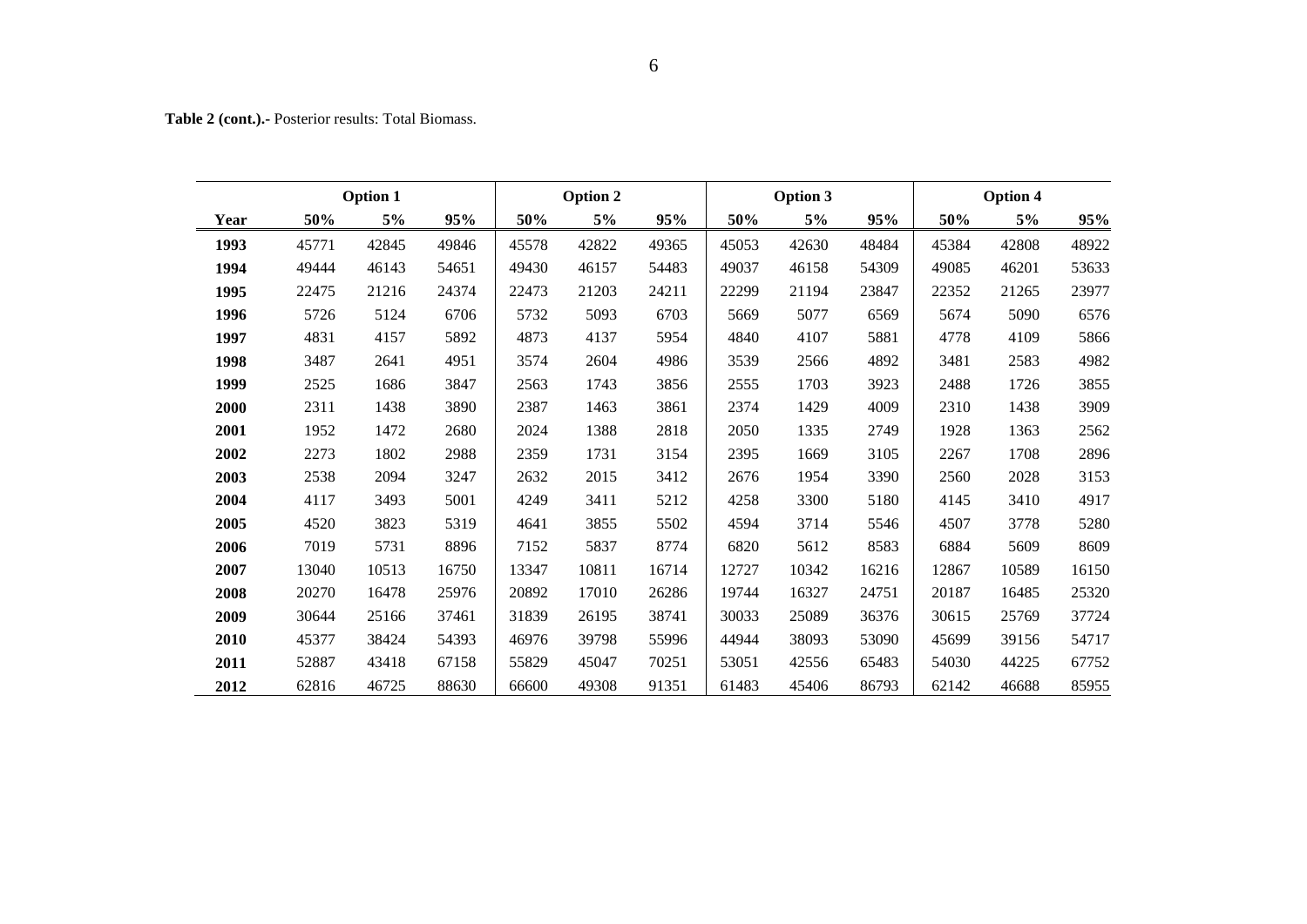**Table 2 (cont.).-** Posterior results: Total Biomass.

| | Option 1 | | | Option 2 | | | Option 3 | | | Option 4 | | |
|---|---|---|---|---|---|---|---|---|---|---|---|---|
| **Year** | **50%** | **5%** | **95%** | **50%** | **5%** | **95%** | **50%** | **5%** | **95%** | **50%** | **5%** | **95%** |
| **1993** | 45771 | 42845 | 49846 | 45578 | 42822 | 49365 | 45053 | 42630 | 48484 | 45384 | 42808 | 48922 |
| **1994** | 49444 | 46143 | 54651 | 49430 | 46157 | 54483 | 49037 | 46158 | 54309 | 49085 | 46201 | 53633 |
| **1995** | 22475 | 21216 | 24374 | 22473 | 21203 | 24211 | 22299 | 21194 | 23847 | 22352 | 21265 | 23977 |
| **1996** | 5726 | 5124 | 6706 | 5732 | 5093 | 6703 | 5669 | 5077 | 6569 | 5674 | 5090 | 6576 |
| **1997** | 4831 | 4157 | 5892 | 4873 | 4137 | 5954 | 4840 | 4107 | 5881 | 4778 | 4109 | 5866 |
| **1998** | 3487 | 2641 | 4951 | 3574 | 2604 | 4986 | 3539 | 2566 | 4892 | 3481 | 2583 | 4982 |
| **1999** | 2525 | 1686 | 3847 | 2563 | 1743 | 3856 | 2555 | 1703 | 3923 | 2488 | 1726 | 3855 |
| **2000** | 2311 | 1438 | 3890 | 2387 | 1463 | 3861 | 2374 | 1429 | 4009 | 2310 | 1438 | 3909 |
| **2001** | 1952 | 1472 | 2680 | 2024 | 1388 | 2818 | 2050 | 1335 | 2749 | 1928 | 1363 | 2562 |
| **2002** | 2273 | 1802 | 2988 | 2359 | 1731 | 3154 | 2395 | 1669 | 3105 | 2267 | 1708 | 2896 |
| **2003** | 2538 | 2094 | 3247 | 2632 | 2015 | 3412 | 2676 | 1954 | 3390 | 2560 | 2028 | 3153 |
| **2004** | 4117 | 3493 | 5001 | 4249 | 3411 | 5212 | 4258 | 3300 | 5180 | 4145 | 3410 | 4917 |
| **2005** | 4520 | 3823 | 5319 | 4641 | 3855 | 5502 | 4594 | 3714 | 5546 | 4507 | 3778 | 5280 |
| **2006** | 7019 | 5731 | 8896 | 7152 | 5837 | 8774 | 6820 | 5612 | 8583 | 6884 | 5609 | 8609 |
| **2007** | 13040 | 10513 | 16750 | 13347 | 10811 | 16714 | 12727 | 10342 | 16216 | 12867 | 10589 | 16150 |
| **2008** | 20270 | 16478 | 25976 | 20892 | 17010 | 26286 | 19744 | 16327 | 24751 | 20187 | 16485 | 25320 |
| **2009** | 30644 | 25166 | 37461 | 31839 | 26195 | 38741 | 30033 | 25089 | 36376 | 30615 | 25769 | 37724 |
| **2010** | 45377 | 38424 | 54393 | 46976 | 39798 | 55996 | 44944 | 38093 | 53090 | 45699 | 39156 | 54717 |
| **2011** | 52887 | 43418 | 67158 | 55829 | 45047 | 70251 | 53051 | 42556 | 65483 | 54030 | 44225 | 67752 |
| **2012** | 62816 | 46725 | 88630 | 66600 | 49308 | 91351 | 61483 | 45406 | 86793 | 62142 | 46688 | 85955 |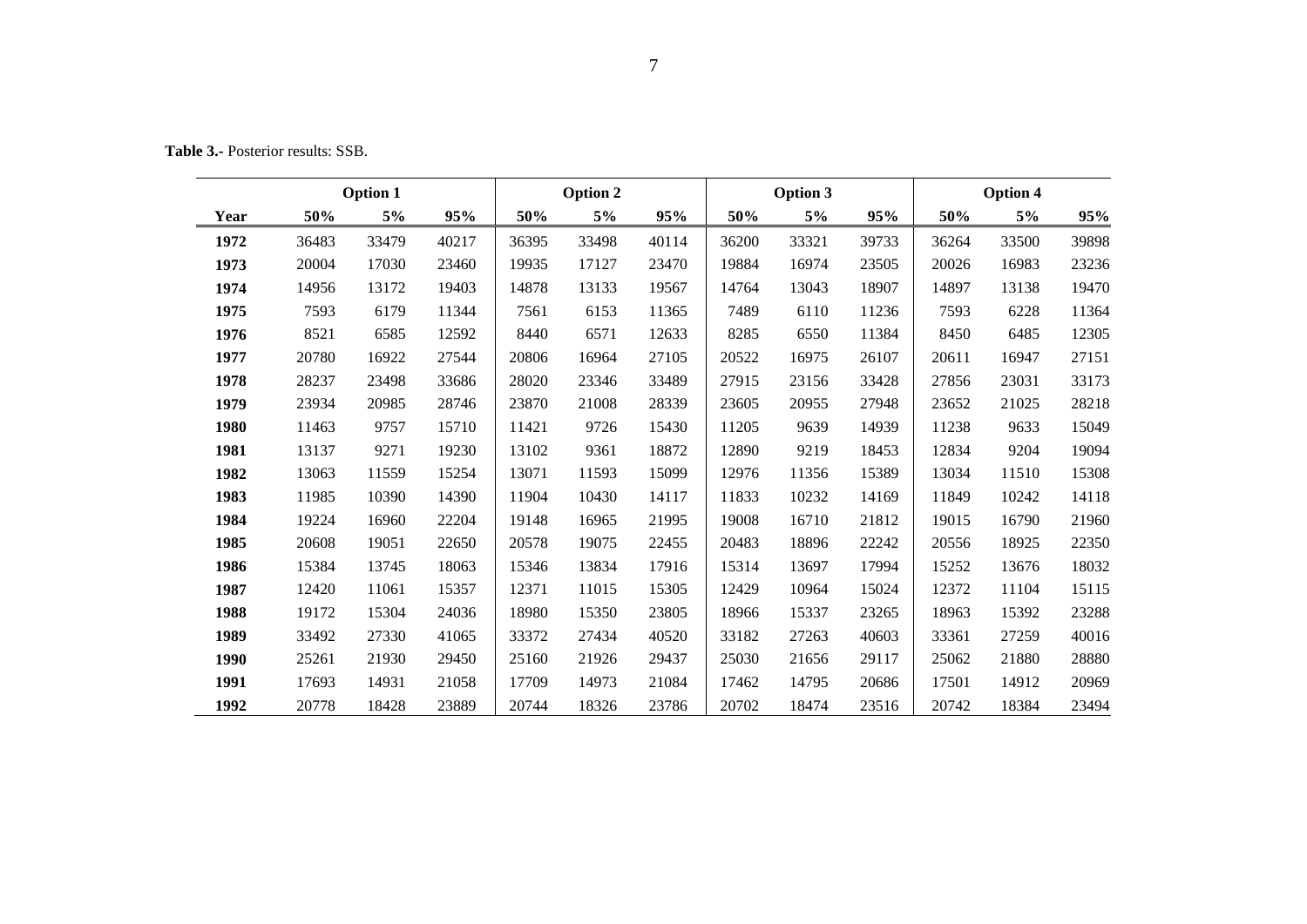**Table 3.-** Posterior results: SSB.

| | Option 1 | | | Option 2 | | | Option 3 | | | Option 4 | | |
|---|---|---|---|---|---|---|---|---|---|---|---|---|
| **Year** | **50%** | **5%** | **95%** | **50%** | **5%** | **95%** | **50%** | **5%** | **95%** | **50%** | **5%** | **95%** |
| **1972** | 36483 | 33479 | 40217 | 36395 | 33498 | 40114 | 36200 | 33321 | 39733 | 36264 | 33500 | 39898 |
| **1973** | 20004 | 17030 | 23460 | 19935 | 17127 | 23470 | 19884 | 16974 | 23505 | 20026 | 16983 | 23236 |
| **1974** | 14956 | 13172 | 19403 | 14878 | 13133 | 19567 | 14764 | 13043 | 18907 | 14897 | 13138 | 19470 |
| **1975** | 7593 | 6179 | 11344 | 7561 | 6153 | 11365 | 7489 | 6110 | 11236 | 7593 | 6228 | 11364 |
| **1976** | 8521 | 6585 | 12592 | 8440 | 6571 | 12633 | 8285 | 6550 | 11384 | 8450 | 6485 | 12305 |
| **1977** | 20780 | 16922 | 27544 | 20806 | 16964 | 27105 | 20522 | 16975 | 26107 | 20611 | 16947 | 27151 |
| **1978** | 28237 | 23498 | 33686 | 28020 | 23346 | 33489 | 27915 | 23156 | 33428 | 27856 | 23031 | 33173 |
| **1979** | 23934 | 20985 | 28746 | 23870 | 21008 | 28339 | 23605 | 20955 | 27948 | 23652 | 21025 | 28218 |
| **1980** | 11463 | 9757 | 15710 | 11421 | 9726 | 15430 | 11205 | 9639 | 14939 | 11238 | 9633 | 15049 |
| **1981** | 13137 | 9271 | 19230 | 13102 | 9361 | 18872 | 12890 | 9219 | 18453 | 12834 | 9204 | 19094 |
| **1982** | 13063 | 11559 | 15254 | 13071 | 11593 | 15099 | 12976 | 11356 | 15389 | 13034 | 11510 | 15308 |
| **1983** | 11985 | 10390 | 14390 | 11904 | 10430 | 14117 | 11833 | 10232 | 14169 | 11849 | 10242 | 14118 |
| **1984** | 19224 | 16960 | 22204 | 19148 | 16965 | 21995 | 19008 | 16710 | 21812 | 19015 | 16790 | 21960 |
| **1985** | 20608 | 19051 | 22650 | 20578 | 19075 | 22455 | 20483 | 18896 | 22242 | 20556 | 18925 | 22350 |
| **1986** | 15384 | 13745 | 18063 | 15346 | 13834 | 17916 | 15314 | 13697 | 17994 | 15252 | 13676 | 18032 |
| **1987** | 12420 | 11061 | 15357 | 12371 | 11015 | 15305 | 12429 | 10964 | 15024 | 12372 | 11104 | 15115 |
| **1988** | 19172 | 15304 | 24036 | 18980 | 15350 | 23805 | 18966 | 15337 | 23265 | 18963 | 15392 | 23288 |
| **1989** | 33492 | 27330 | 41065 | 33372 | 27434 | 40520 | 33182 | 27263 | 40603 | 33361 | 27259 | 40016 |
| **1990** | 25261 | 21930 | 29450 | 25160 | 21926 | 29437 | 25030 | 21656 | 29117 | 25062 | 21880 | 28880 |
| **1991** | 17693 | 14931 | 21058 | 17709 | 14973 | 21084 | 17462 | 14795 | 20686 | 17501 | 14912 | 20969 |
| **1992** | 20778 | 18428 | 23889 | 20744 | 18326 | 23786 | 20702 | 18474 | 23516 | 20742 | 18384 | 23494 |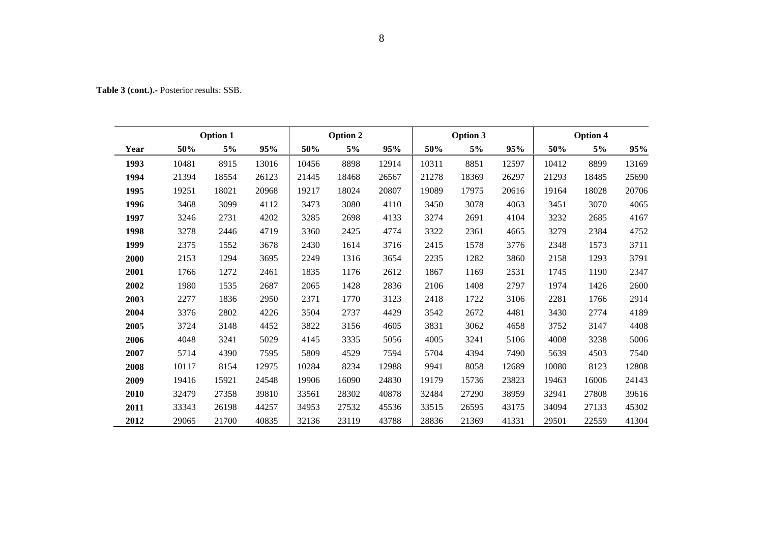**Table 3 (cont.).-** Posterior results: SSB.

| | Option 1 | | | Option 2 | | | Option 3 | | | Option 4 | | |
|---|---|---|---|---|---|---|---|---|---|---|---|---|
| **Year** | **50%** | **5%** | **95%** | **50%** | **5%** | **95%** | **50%** | **5%** | **95%** | **50%** | **5%** | **95%** |
| **1993** | 10481 | 8915 | 13016 | 10456 | 8898 | 12914 | 10311 | 8851 | 12597 | 10412 | 8899 | 13169 |
| **1994** | 21394 | 18554 | 26123 | 21445 | 18468 | 26567 | 21278 | 18369 | 26297 | 21293 | 18485 | 25690 |
| **1995** | 19251 | 18021 | 20968 | 19217 | 18024 | 20807 | 19089 | 17975 | 20616 | 19164 | 18028 | 20706 |
| **1996** | 3468 | 3099 | 4112 | 3473 | 3080 | 4110 | 3450 | 3078 | 4063 | 3451 | 3070 | 4065 |
| **1997** | 3246 | 2731 | 4202 | 3285 | 2698 | 4133 | 3274 | 2691 | 4104 | 3232 | 2685 | 4167 |
| **1998** | 3278 | 2446 | 4719 | 3360 | 2425 | 4774 | 3322 | 2361 | 4665 | 3279 | 2384 | 4752 |
| **1999** | 2375 | 1552 | 3678 | 2430 | 1614 | 3716 | 2415 | 1578 | 3776 | 2348 | 1573 | 3711 |
| **2000** | 2153 | 1294 | 3695 | 2249 | 1316 | 3654 | 2235 | 1282 | 3860 | 2158 | 1293 | 3791 |
| **2001** | 1766 | 1272 | 2461 | 1835 | 1176 | 2612 | 1867 | 1169 | 2531 | 1745 | 1190 | 2347 |
| **2002** | 1980 | 1535 | 2687 | 2065 | 1428 | 2836 | 2106 | 1408 | 2797 | 1974 | 1426 | 2600 |
| **2003** | 2277 | 1836 | 2950 | 2371 | 1770 | 3123 | 2418 | 1722 | 3106 | 2281 | 1766 | 2914 |
| **2004** | 3376 | 2802 | 4226 | 3504 | 2737 | 4429 | 3542 | 2672 | 4481 | 3430 | 2774 | 4189 |
| **2005** | 3724 | 3148 | 4452 | 3822 | 3156 | 4605 | 3831 | 3062 | 4658 | 3752 | 3147 | 4408 |
| **2006** | 4048 | 3241 | 5029 | 4145 | 3335 | 5056 | 4005 | 3241 | 5106 | 4008 | 3238 | 5006 |
| **2007** | 5714 | 4390 | 7595 | 5809 | 4529 | 7594 | 5704 | 4394 | 7490 | 5639 | 4503 | 7540 |
| **2008** | 10117 | 8154 | 12975 | 10284 | 8234 | 12988 | 9941 | 8058 | 12689 | 10080 | 8123 | 12808 |
| **2009** | 19416 | 15921 | 24548 | 19906 | 16090 | 24830 | 19179 | 15736 | 23823 | 19463 | 16006 | 24143 |
| **2010** | 32479 | 27358 | 39810 | 33561 | 28302 | 40878 | 32484 | 27290 | 38959 | 32941 | 27808 | 39616 |
| **2011** | 33343 | 26198 | 44257 | 34953 | 27532 | 45536 | 33515 | 26595 | 43175 | 34094 | 27133 | 45302 |
| **2012** | 29065 | 21700 | 40835 | 32136 | 23119 | 43788 | 28836 | 21369 | 41331 | 29501 | 22559 | 41304 |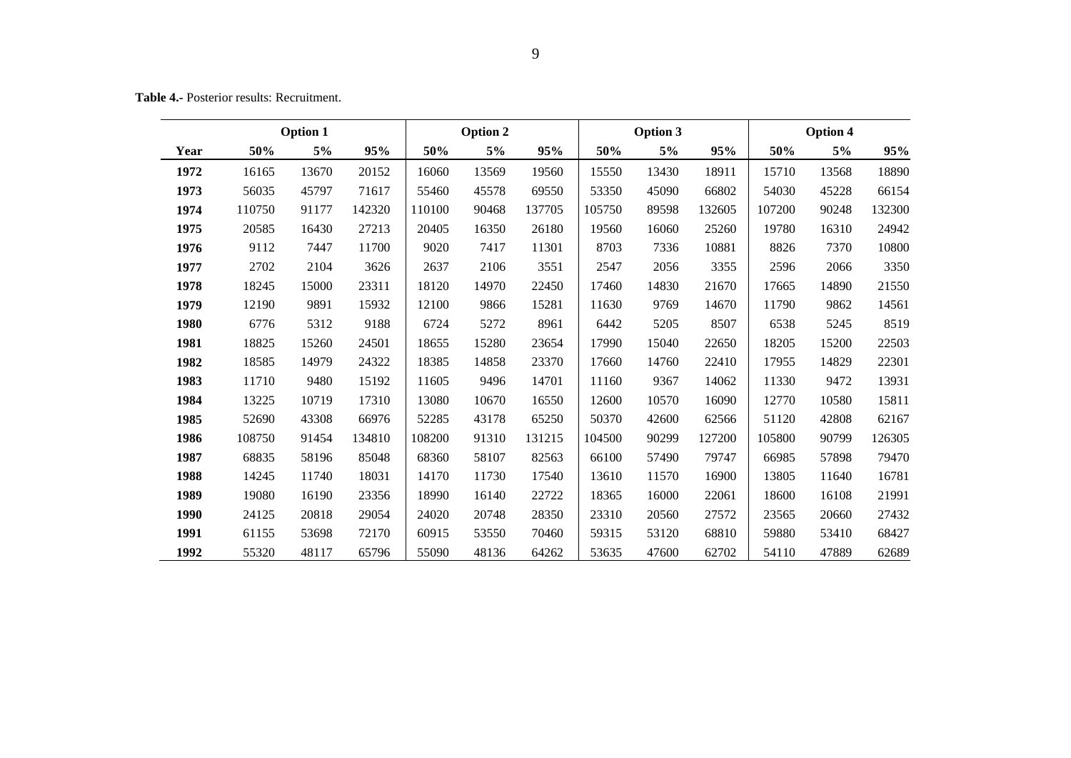**Table 4.-** Posterior results: Recruitment.

| | Option 1 | | | Option 2 | | | Option 3 | | | Option 4 | | |
|---|---|---|---|---|---|---|---|---|---|---|---|---|
| **Year** | **50%** | **5%** | **95%** | **50%** | **5%** | **95%** | **50%** | **5%** | **95%** | **50%** | **5%** | **95%** |
| **1972** | 16165 | 13670 | 20152 | 16060 | 13569 | 19560 | 15550 | 13430 | 18911 | 15710 | 13568 | 18890 |
| **1973** | 56035 | 45797 | 71617 | 55460 | 45578 | 69550 | 53350 | 45090 | 66802 | 54030 | 45228 | 66154 |
| **1974** | 110750 | 91177 | 142320 | 110100 | 90468 | 137705 | 105750 | 89598 | 132605 | 107200 | 90248 | 132300 |
| **1975** | 20585 | 16430 | 27213 | 20405 | 16350 | 26180 | 19560 | 16060 | 25260 | 19780 | 16310 | 24942 |
| **1976** | 9112 | 7447 | 11700 | 9020 | 7417 | 11301 | 8703 | 7336 | 10881 | 8826 | 7370 | 10800 |
| **1977** | 2702 | 2104 | 3626 | 2637 | 2106 | 3551 | 2547 | 2056 | 3355 | 2596 | 2066 | 3350 |
| **1978** | 18245 | 15000 | 23311 | 18120 | 14970 | 22450 | 17460 | 14830 | 21670 | 17665 | 14890 | 21550 |
| **1979** | 12190 | 9891 | 15932 | 12100 | 9866 | 15281 | 11630 | 9769 | 14670 | 11790 | 9862 | 14561 |
| **1980** | 6776 | 5312 | 9188 | 6724 | 5272 | 8961 | 6442 | 5205 | 8507 | 6538 | 5245 | 8519 |
| **1981** | 18825 | 15260 | 24501 | 18655 | 15280 | 23654 | 17990 | 15040 | 22650 | 18205 | 15200 | 22503 |
| **1982** | 18585 | 14979 | 24322 | 18385 | 14858 | 23370 | 17660 | 14760 | 22410 | 17955 | 14829 | 22301 |
| **1983** | 11710 | 9480 | 15192 | 11605 | 9496 | 14701 | 11160 | 9367 | 14062 | 11330 | 9472 | 13931 |
| **1984** | 13225 | 10719 | 17310 | 13080 | 10670 | 16550 | 12600 | 10570 | 16090 | 12770 | 10580 | 15811 |
| **1985** | 52690 | 43308 | 66976 | 52285 | 43178 | 65250 | 50370 | 42600 | 62566 | 51120 | 42808 | 62167 |
| **1986** | 108750 | 91454 | 134810 | 108200 | 91310 | 131215 | 104500 | 90299 | 127200 | 105800 | 90799 | 126305 |
| **1987** | 68835 | 58196 | 85048 | 68360 | 58107 | 82563 | 66100 | 57490 | 79747 | 66985 | 57898 | 79470 |
| **1988** | 14245 | 11740 | 18031 | 14170 | 11730 | 17540 | 13610 | 11570 | 16900 | 13805 | 11640 | 16781 |
| **1989** | 19080 | 16190 | 23356 | 18990 | 16140 | 22722 | 18365 | 16000 | 22061 | 18600 | 16108 | 21991 |
| **1990** | 24125 | 20818 | 29054 | 24020 | 20748 | 28350 | 23310 | 20560 | 27572 | 23565 | 20660 | 27432 |
| **1991** | 61155 | 53698 | 72170 | 60915 | 53550 | 70460 | 59315 | 53120 | 68810 | 59880 | 53410 | 68427 |
| **1992** | 55320 | 48117 | 65796 | 55090 | 48136 | 64262 | 53635 | 47600 | 62702 | 54110 | 47889 | 62689 |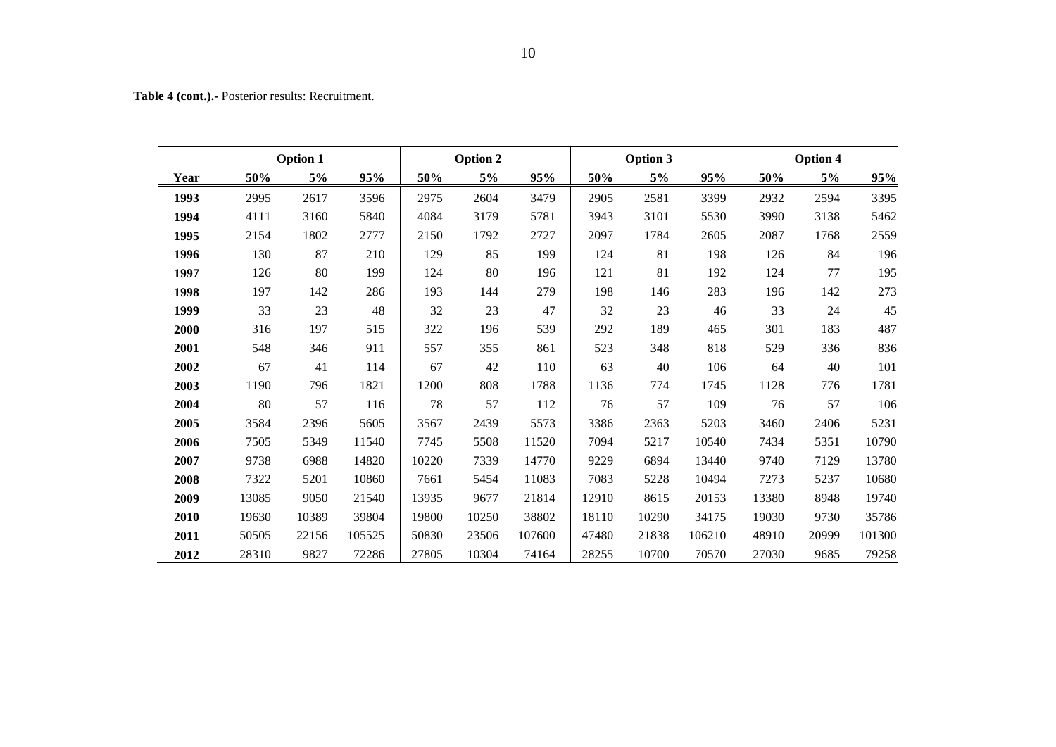**Table 4 (cont.).-** Posterior results: Recruitment.

| | Option 1 | | | Option 2 | | | Option 3 | | | Option 4 | | |
|---|---|---|---|---|---|---|---|---|---|---|---|---|
| **Year** | **50%** | **5%** | **95%** | **50%** | **5%** | **95%** | **50%** | **5%** | **95%** | **50%** | **5%** | **95%** |
| **1993** | 2995 | 2617 | 3596 | 2975 | 2604 | 3479 | 2905 | 2581 | 3399 | 2932 | 2594 | 3395 |
| **1994** | 4111 | 3160 | 5840 | 4084 | 3179 | 5781 | 3943 | 3101 | 5530 | 3990 | 3138 | 5462 |
| **1995** | 2154 | 1802 | 2777 | 2150 | 1792 | 2727 | 2097 | 1784 | 2605 | 2087 | 1768 | 2559 |
| **1996** | 130 | 87 | 210 | 129 | 85 | 199 | 124 | 81 | 198 | 126 | 84 | 196 |
| **1997** | 126 | 80 | 199 | 124 | 80 | 196 | 121 | 81 | 192 | 124 | 77 | 195 |
| **1998** | 197 | 142 | 286 | 193 | 144 | 279 | 198 | 146 | 283 | 196 | 142 | 273 |
| **1999** | 33 | 23 | 48 | 32 | 23 | 47 | 32 | 23 | 46 | 33 | 24 | 45 |
| **2000** | 316 | 197 | 515 | 322 | 196 | 539 | 292 | 189 | 465 | 301 | 183 | 487 |
| **2001** | 548 | 346 | 911 | 557 | 355 | 861 | 523 | 348 | 818 | 529 | 336 | 836 |
| **2002** | 67 | 41 | 114 | 67 | 42 | 110 | 63 | 40 | 106 | 64 | 40 | 101 |
| **2003** | 1190 | 796 | 1821 | 1200 | 808 | 1788 | 1136 | 774 | 1745 | 1128 | 776 | 1781 |
| **2004** | 80 | 57 | 116 | 78 | 57 | 112 | 76 | 57 | 109 | 76 | 57 | 106 |
| **2005** | 3584 | 2396 | 5605 | 3567 | 2439 | 5573 | 3386 | 2363 | 5203 | 3460 | 2406 | 5231 |
| **2006** | 7505 | 5349 | 11540 | 7745 | 5508 | 11520 | 7094 | 5217 | 10540 | 7434 | 5351 | 10790 |
| **2007** | 9738 | 6988 | 14820 | 10220 | 7339 | 14770 | 9229 | 6894 | 13440 | 9740 | 7129 | 13780 |
| **2008** | 7322 | 5201 | 10860 | 7661 | 5454 | 11083 | 7083 | 5228 | 10494 | 7273 | 5237 | 10680 |
| **2009** | 13085 | 9050 | 21540 | 13935 | 9677 | 21814 | 12910 | 8615 | 20153 | 13380 | 8948 | 19740 |
| **2010** | 19630 | 10389 | 39804 | 19800 | 10250 | 38802 | 18110 | 10290 | 34175 | 19030 | 9730 | 35786 |
| **2011** | 50505 | 22156 | 105525 | 50830 | 23506 | 107600 | 47480 | 21838 | 106210 | 48910 | 20999 | 101300 |
| **2012** | 28310 | 9827 | 72286 | 27805 | 10304 | 74164 | 28255 | 10700 | 70570 | 27030 | 9685 | 79258 |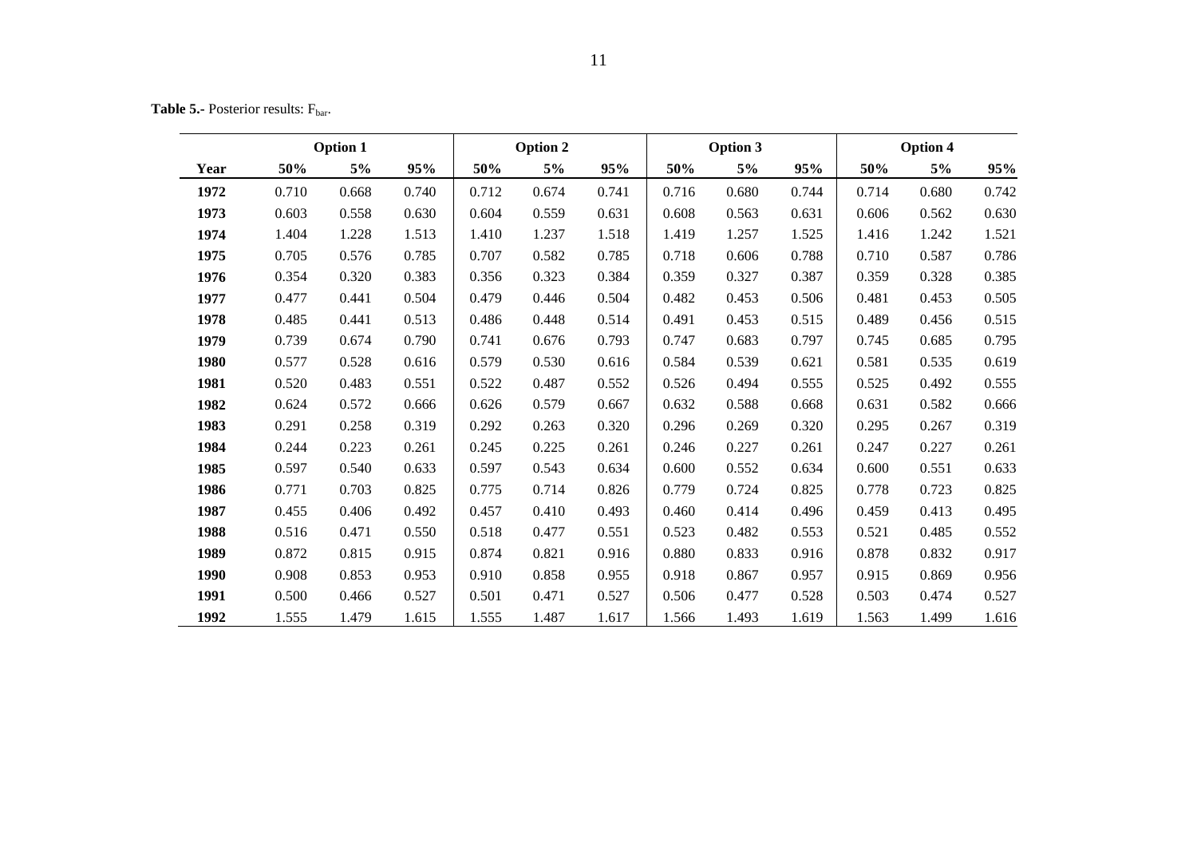**Table 5.-** Posterior results: $F_{bar}$.

| Year | Option 1 | | | Option 2 | | | Option 3 | | | Option 4 | | |
|---|---|---|---|---|---|---|---|---|---|---|---|---|
| | 50% | 5% | 95% | 50% | 5% | 95% | 50% | 5% | 95% | 50% | 5% | 95% |
| **1972** | 0.710 | 0.668 | 0.740 | 0.712 | 0.674 | 0.741 | 0.716 | 0.680 | 0.744 | 0.714 | 0.680 | 0.742 |
| **1973** | 0.603 | 0.558 | 0.630 | 0.604 | 0.559 | 0.631 | 0.608 | 0.563 | 0.631 | 0.606 | 0.562 | 0.630 |
| **1974** | 1.404 | 1.228 | 1.513 | 1.410 | 1.237 | 1.518 | 1.419 | 1.257 | 1.525 | 1.416 | 1.242 | 1.521 |
| **1975** | 0.705 | 0.576 | 0.785 | 0.707 | 0.582 | 0.785 | 0.718 | 0.606 | 0.788 | 0.710 | 0.587 | 0.786 |
| **1976** | 0.354 | 0.320 | 0.383 | 0.356 | 0.323 | 0.384 | 0.359 | 0.327 | 0.387 | 0.359 | 0.328 | 0.385 |
| **1977** | 0.477 | 0.441 | 0.504 | 0.479 | 0.446 | 0.504 | 0.482 | 0.453 | 0.506 | 0.481 | 0.453 | 0.505 |
| **1978** | 0.485 | 0.441 | 0.513 | 0.486 | 0.448 | 0.514 | 0.491 | 0.453 | 0.515 | 0.489 | 0.456 | 0.515 |
| **1979** | 0.739 | 0.674 | 0.790 | 0.741 | 0.676 | 0.793 | 0.747 | 0.683 | 0.797 | 0.745 | 0.685 | 0.795 |
| **1980** | 0.577 | 0.528 | 0.616 | 0.579 | 0.530 | 0.616 | 0.584 | 0.539 | 0.621 | 0.581 | 0.535 | 0.619 |
| **1981** | 0.520 | 0.483 | 0.551 | 0.522 | 0.487 | 0.552 | 0.526 | 0.494 | 0.555 | 0.525 | 0.492 | 0.555 |
| **1982** | 0.624 | 0.572 | 0.666 | 0.626 | 0.579 | 0.667 | 0.632 | 0.588 | 0.668 | 0.631 | 0.582 | 0.666 |
| **1983** | 0.291 | 0.258 | 0.319 | 0.292 | 0.263 | 0.320 | 0.296 | 0.269 | 0.320 | 0.295 | 0.267 | 0.319 |
| **1984** | 0.244 | 0.223 | 0.261 | 0.245 | 0.225 | 0.261 | 0.246 | 0.227 | 0.261 | 0.247 | 0.227 | 0.261 |
| **1985** | 0.597 | 0.540 | 0.633 | 0.597 | 0.543 | 0.634 | 0.600 | 0.552 | 0.634 | 0.600 | 0.551 | 0.633 |
| **1986** | 0.771 | 0.703 | 0.825 | 0.775 | 0.714 | 0.826 | 0.779 | 0.724 | 0.825 | 0.778 | 0.723 | 0.825 |
| **1987** | 0.455 | 0.406 | 0.492 | 0.457 | 0.410 | 0.493 | 0.460 | 0.414 | 0.496 | 0.459 | 0.413 | 0.495 |
| **1988** | 0.516 | 0.471 | 0.550 | 0.518 | 0.477 | 0.551 | 0.523 | 0.482 | 0.553 | 0.521 | 0.485 | 0.552 |
| **1989** | 0.872 | 0.815 | 0.915 | 0.874 | 0.821 | 0.916 | 0.880 | 0.833 | 0.916 | 0.878 | 0.832 | 0.917 |
| **1990** | 0.908 | 0.853 | 0.953 | 0.910 | 0.858 | 0.955 | 0.918 | 0.867 | 0.957 | 0.915 | 0.869 | 0.956 |
| **1991** | 0.500 | 0.466 | 0.527 | 0.501 | 0.471 | 0.527 | 0.506 | 0.477 | 0.528 | 0.503 | 0.474 | 0.527 |
| **1992** | 1.555 | 1.479 | 1.615 | 1.555 | 1.487 | 1.617 | 1.566 | 1.493 | 1.619 | 1.563 | 1.499 | 1.616 |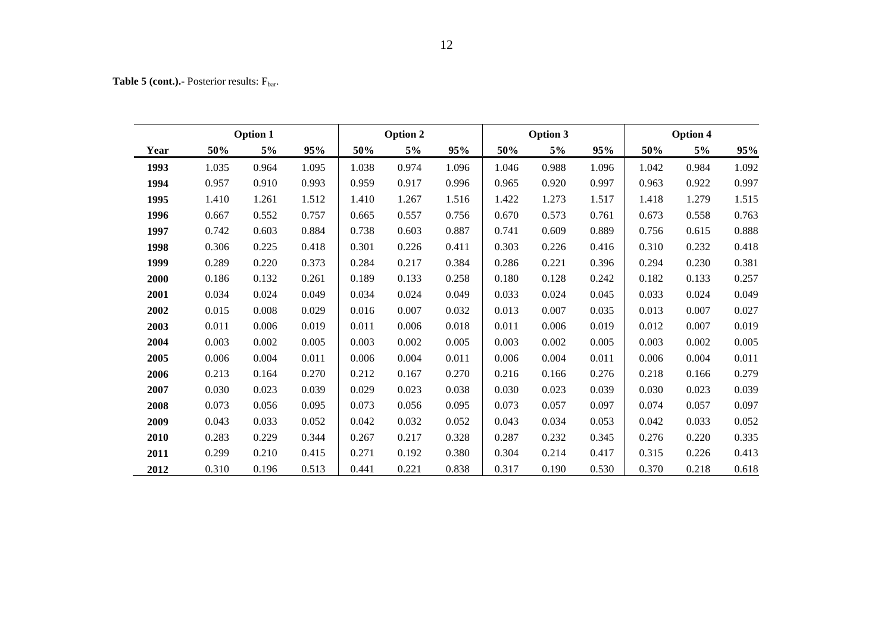**Table 5 (cont.).-** Posterior results: $F_{bar}$.

| | Option 1 | | | Option 2 | | | Option 3 | | | Option 4 | | |
|---|---|---|---|---|---|---|---|---|---|---|---|---|
| **Year** | **50%** | **5%** | **95%** | **50%** | **5%** | **95%** | **50%** | **5%** | **95%** | **50%** | **5%** | **95%** |
| **1993** | 1.035 | 0.964 | 1.095 | 1.038 | 0.974 | 1.096 | 1.046 | 0.988 | 1.096 | 1.042 | 0.984 | 1.092 |
| **1994** | 0.957 | 0.910 | 0.993 | 0.959 | 0.917 | 0.996 | 0.965 | 0.920 | 0.997 | 0.963 | 0.922 | 0.997 |
| **1995** | 1.410 | 1.261 | 1.512 | 1.410 | 1.267 | 1.516 | 1.422 | 1.273 | 1.517 | 1.418 | 1.279 | 1.515 |
| **1996** | 0.667 | 0.552 | 0.757 | 0.665 | 0.557 | 0.756 | 0.670 | 0.573 | 0.761 | 0.673 | 0.558 | 0.763 |
| **1997** | 0.742 | 0.603 | 0.884 | 0.738 | 0.603 | 0.887 | 0.741 | 0.609 | 0.889 | 0.756 | 0.615 | 0.888 |
| **1998** | 0.306 | 0.225 | 0.418 | 0.301 | 0.226 | 0.411 | 0.303 | 0.226 | 0.416 | 0.310 | 0.232 | 0.418 |
| **1999** | 0.289 | 0.220 | 0.373 | 0.284 | 0.217 | 0.384 | 0.286 | 0.221 | 0.396 | 0.294 | 0.230 | 0.381 |
| **2000** | 0.186 | 0.132 | 0.261 | 0.189 | 0.133 | 0.258 | 0.180 | 0.128 | 0.242 | 0.182 | 0.133 | 0.257 |
| **2001** | 0.034 | 0.024 | 0.049 | 0.034 | 0.024 | 0.049 | 0.033 | 0.024 | 0.045 | 0.033 | 0.024 | 0.049 |
| **2002** | 0.015 | 0.008 | 0.029 | 0.016 | 0.007 | 0.032 | 0.013 | 0.007 | 0.035 | 0.013 | 0.007 | 0.027 |
| **2003** | 0.011 | 0.006 | 0.019 | 0.011 | 0.006 | 0.018 | 0.011 | 0.006 | 0.019 | 0.012 | 0.007 | 0.019 |
| **2004** | 0.003 | 0.002 | 0.005 | 0.003 | 0.002 | 0.005 | 0.003 | 0.002 | 0.005 | 0.003 | 0.002 | 0.005 |
| **2005** | 0.006 | 0.004 | 0.011 | 0.006 | 0.004 | 0.011 | 0.006 | 0.004 | 0.011 | 0.006 | 0.004 | 0.011 |
| **2006** | 0.213 | 0.164 | 0.270 | 0.212 | 0.167 | 0.270 | 0.216 | 0.166 | 0.276 | 0.218 | 0.166 | 0.279 |
| **2007** | 0.030 | 0.023 | 0.039 | 0.029 | 0.023 | 0.038 | 0.030 | 0.023 | 0.039 | 0.030 | 0.023 | 0.039 |
| **2008** | 0.073 | 0.056 | 0.095 | 0.073 | 0.056 | 0.095 | 0.073 | 0.057 | 0.097 | 0.074 | 0.057 | 0.097 |
| **2009** | 0.043 | 0.033 | 0.052 | 0.042 | 0.032 | 0.052 | 0.043 | 0.034 | 0.053 | 0.042 | 0.033 | 0.052 |
| **2010** | 0.283 | 0.229 | 0.344 | 0.267 | 0.217 | 0.328 | 0.287 | 0.232 | 0.345 | 0.276 | 0.220 | 0.335 |
| **2011** | 0.299 | 0.210 | 0.415 | 0.271 | 0.192 | 0.380 | 0.304 | 0.214 | 0.417 | 0.315 | 0.226 | 0.413 |
| **2012** | 0.310 | 0.196 | 0.513 | 0.441 | 0.221 | 0.838 | 0.317 | 0.190 | 0.530 | 0.370 | 0.218 | 0.618 |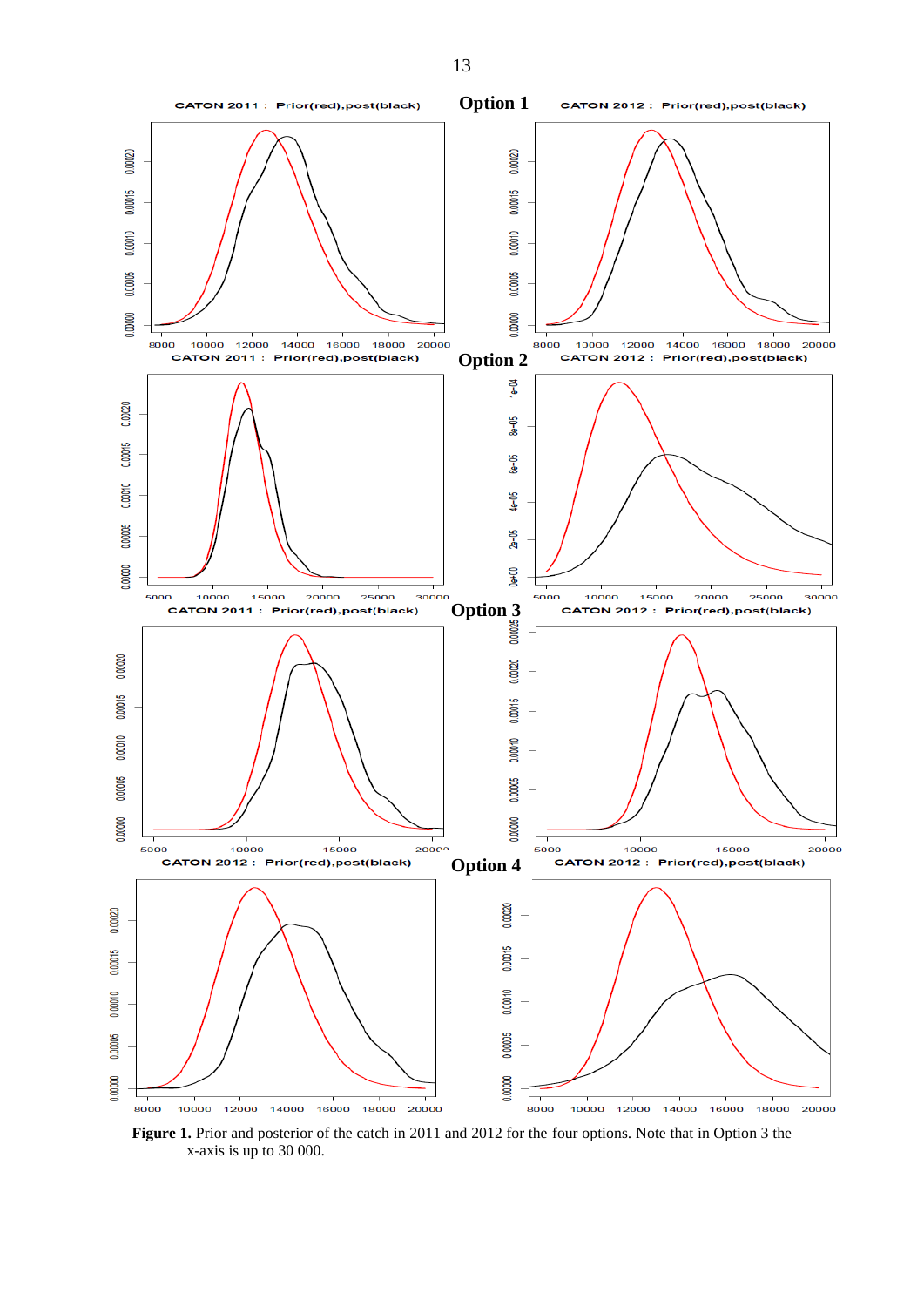**Figure 1.** Prior and posterior of the catch in 2011 and 2012 for the four options. Note that in Option 3 the x-axis is up to 30 000.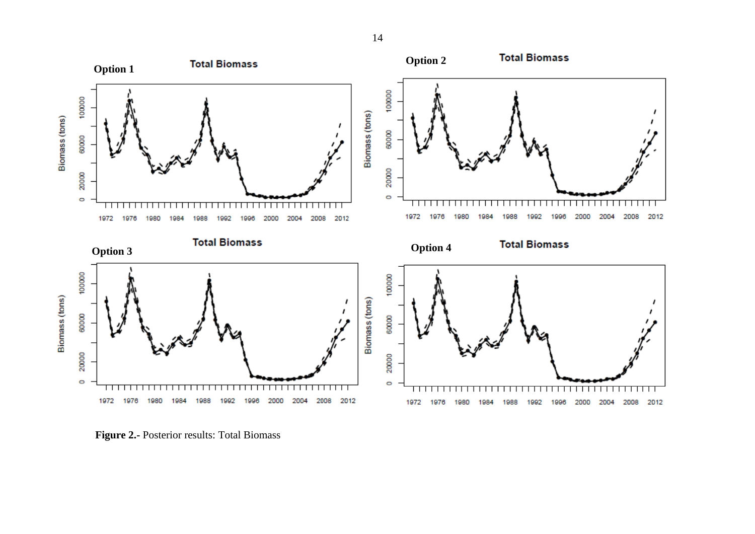**Option 1**

**Option 2**

**Option 3**

**Option 4**

**Figure 2.-** Posterior results: Total Biomass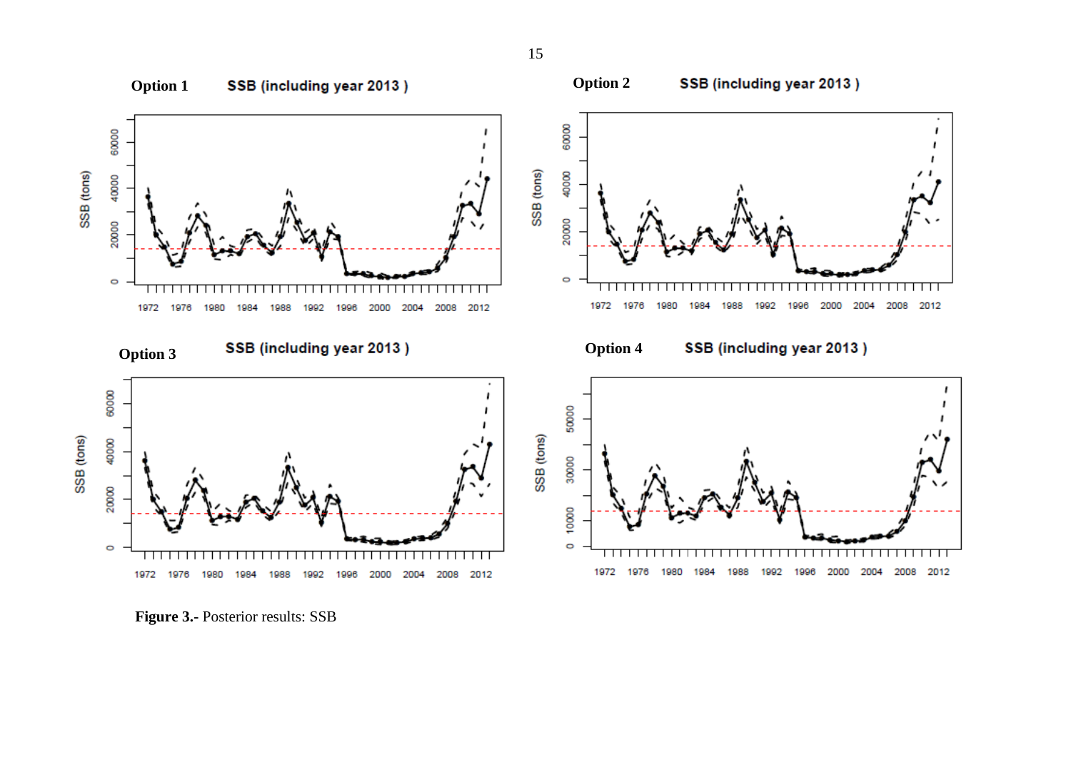**Option 1** **SSB (including year 2013 )**

**Option 2** **SSB (including year 2013 )**

**Option 3** **SSB (including year 2013 )**

**Option 4** **SSB (including year 2013 )**

**Figure 3.-** Posterior results: SSB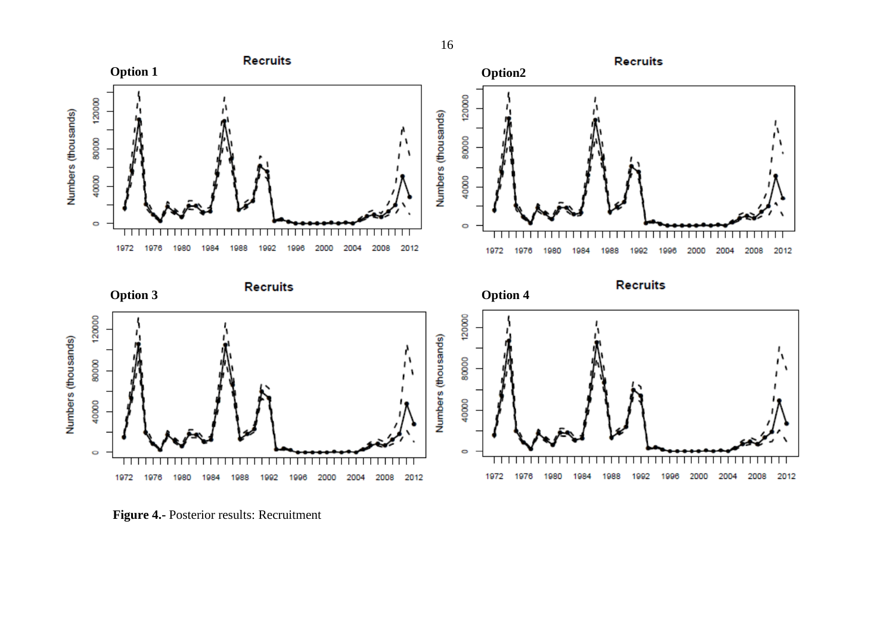**Option 1**

**Option2**

**Option 3**

**Option 4**

**Figure 4.-** Posterior results: Recruitment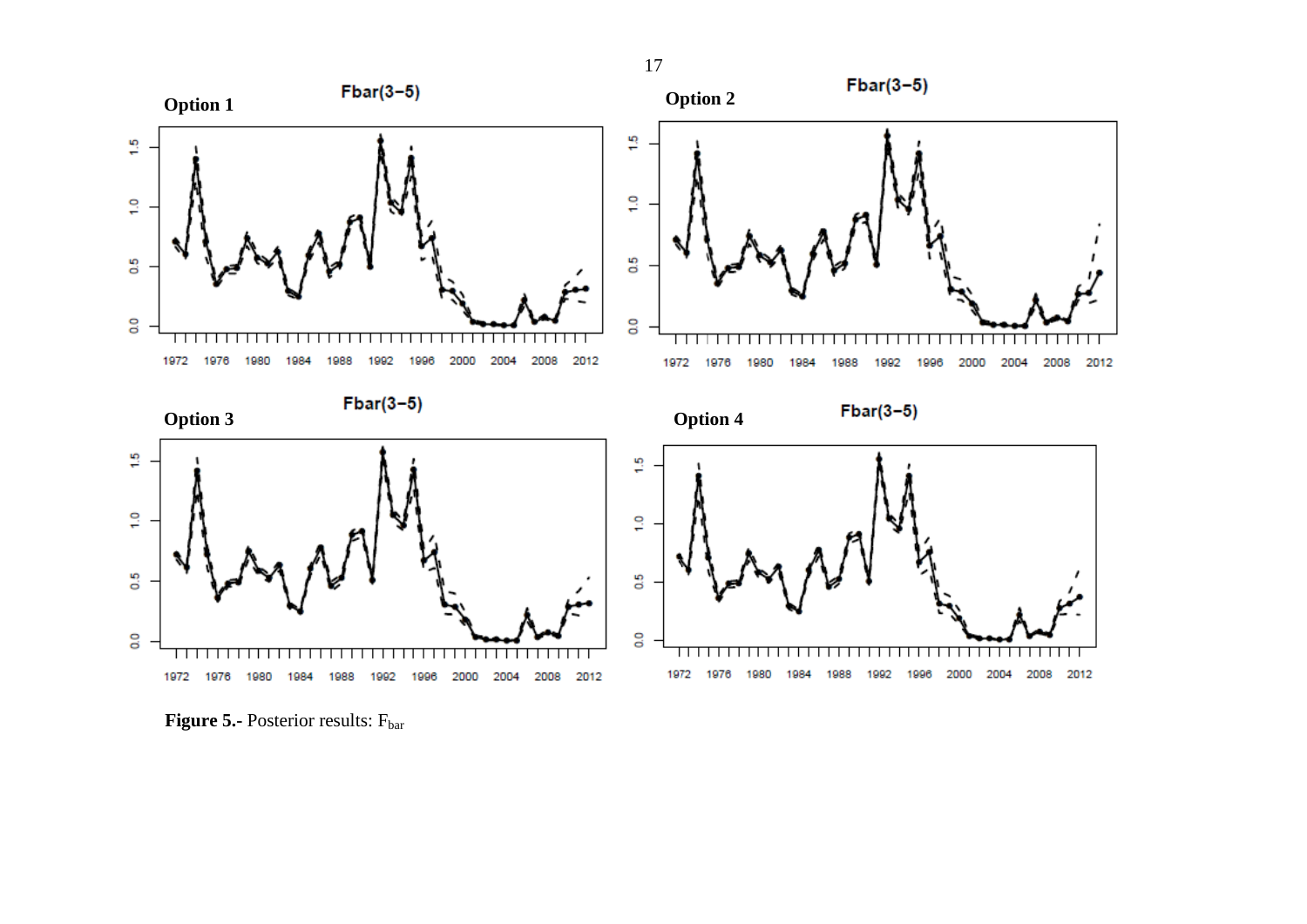**Option 1**

**Option 2**

**Option 3**

**Option 4**

**Figure 5.-** Posterior results: $F_{bar}$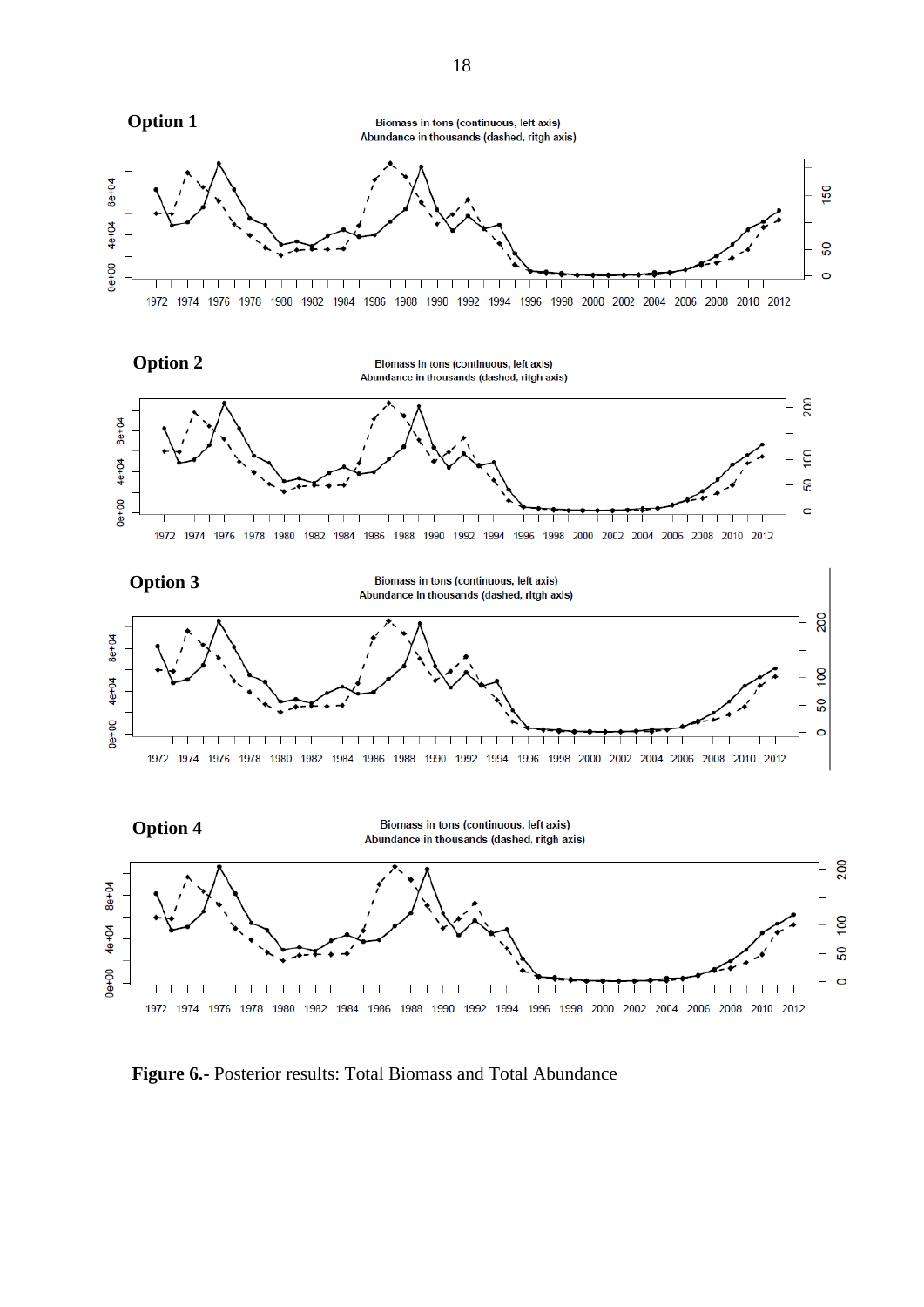**Option 1**

Biomass in tons (continuous, left axis)
Abundance in thousands (dashed, ritgh axis)

**Option 2**

Biomass in tons (continuous, left axis)
Abundance in thousands (dashed, ritgh axis)

**Option 3**

Biomass in tons (continuous, left axis)
Abundance in thousands (dashed, ritgh axis)

**Option 4**

Biomass in tons (continuous, left axis)
Abundance in thousands (dashed, ritgh axis)

**Figure 6.-** Posterior results: Total Biomass and Total Abundance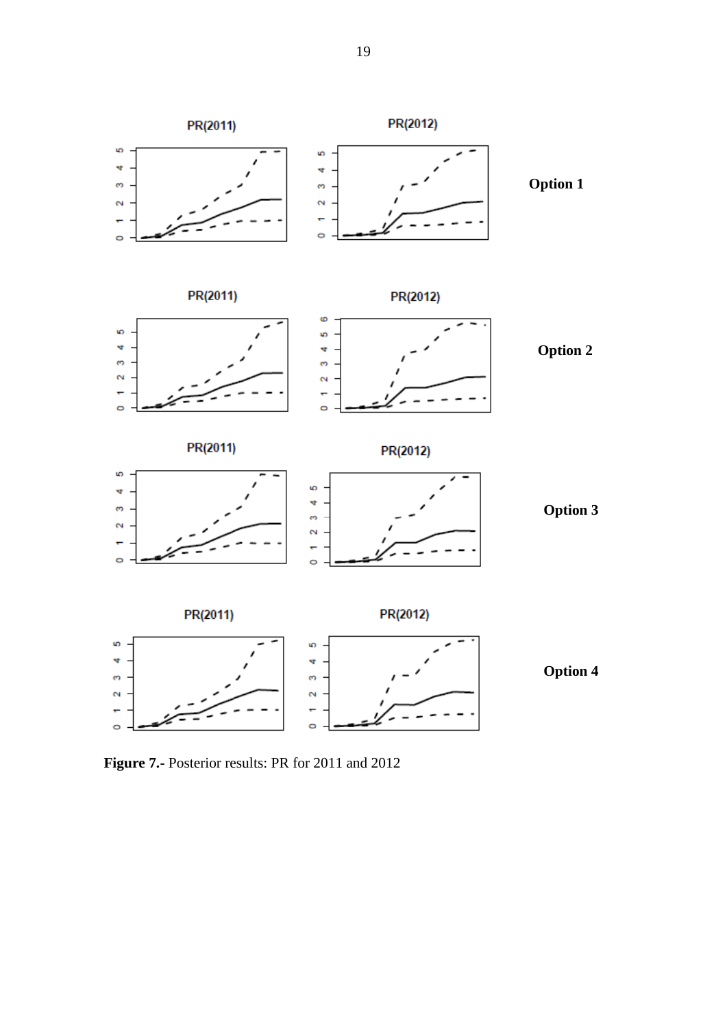PR(2011)

PR(2012)

Option 1

PR(2011)

PR(2012)

Option 2

PR(2011)

PR(2012)

Option 3

PR(2011)

PR(2012)

Option 4

**Figure 7.-** Posterior results: PR for 2011 and 2012